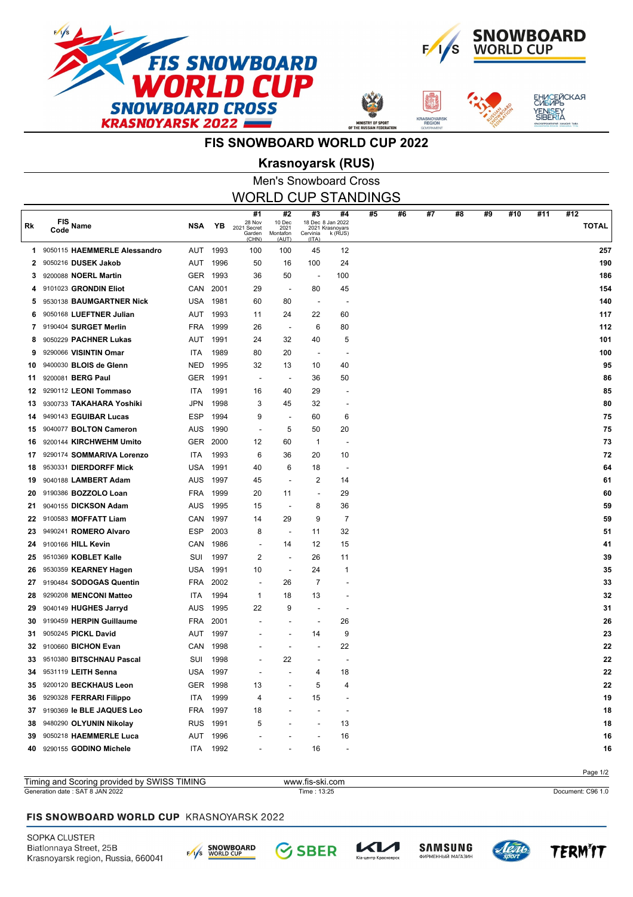# FIS SNOWBOARD WORLD CUP 2022

## Krasnoyarsk (RUS)

### Men's Snowboard Cross

### WORLD CUP STANDINGS

| Rk | FIS Code | Name | NSA | YB | #1 28 Nov 2021 Secret Garden (CHN) | #2 10 Dec 2021 Montafon (AUT) | #3 18 Dec 2021 Cervinia (ITA) | #4 8 Jan 2022 Krasnoyarsk (RUS) | #5 | #6 | #7 | #8 | #9 | #10 | #11 | #12 | TOTAL |
|---|---|---|---|---|---|---|---|---|---|---|---|---|---|---|---|---|---|
| 1 | 9050115 | **HAEMMERLE Alessandro** | AUT | 1993 | 100 | 100 | 45 | 12 | | | | | | | | | **257** |
| 2 | 9050216 | **DUSEK Jakob** | AUT | 1996 | 50 | 16 | 100 | 24 | | | | | | | | | **190** |
| 3 | 9200088 | **NOERL Martin** | GER | 1993 | 36 | 50 | - | 100 | | | | | | | | | **186** |
| 4 | 9101023 | **GRONDIN Eliot** | CAN | 2001 | 29 | - | 80 | 45 | | | | | | | | | **154** |
| 5 | 9530138 | **BAUMGARTNER Nick** | USA | 1981 | 60 | 80 | - | - | | | | | | | | | **140** |
| 6 | 9050168 | **LUEFTNER Julian** | AUT | 1993 | 11 | 24 | 22 | 60 | | | | | | | | | **117** |
| 7 | 9190404 | **SURGET Merlin** | FRA | 1999 | 26 | - | 6 | 80 | | | | | | | | | **112** |
| 8 | 9050229 | **PACHNER Lukas** | AUT | 1991 | 24 | 32 | 40 | 5 | | | | | | | | | **101** |
| 9 | 9290066 | **VISINTIN Omar** | ITA | 1989 | 80 | 20 | - | - | | | | | | | | | **100** |
| 10 | 9400030 | **BLOIS de Glenn** | NED | 1995 | 32 | 13 | 10 | 40 | | | | | | | | | **95** |
| 11 | 9200081 | **BERG Paul** | GER | 1991 | - | - | 36 | 50 | | | | | | | | | **86** |
| 12 | 9290112 | **LEONI Tommaso** | ITA | 1991 | 16 | 40 | 29 | - | | | | | | | | | **85** |
| 13 | 9300733 | **TAKAHARA Yoshiki** | JPN | 1998 | 3 | 45 | 32 | - | | | | | | | | | **80** |
| 14 | 9490143 | **EGUIBAR Lucas** | ESP | 1994 | 9 | - | 60 | 6 | | | | | | | | | **75** |
| 15 | 9040077 | **BOLTON Cameron** | AUS | 1990 | - | 5 | 50 | 20 | | | | | | | | | **75** |
| 16 | 9200144 | **KIRCHWEHM Umito** | GER | 2000 | 12 | 60 | 1 | - | | | | | | | | | **73** |
| 17 | 9290174 | **SOMMARIVA Lorenzo** | ITA | 1993 | 6 | 36 | 20 | 10 | | | | | | | | | **72** |
| 18 | 9530331 | **DIERDORFF Mick** | USA | 1991 | 40 | 6 | 18 | - | | | | | | | | | **64** |
| 19 | 9040188 | **LAMBERT Adam** | AUS | 1997 | 45 | - | 2 | 14 | | | | | | | | | **61** |
| 20 | 9190386 | **BOZZOLO Loan** | FRA | 1999 | 20 | 11 | - | 29 | | | | | | | | | **60** |
| 21 | 9040155 | **DICKSON Adam** | AUS | 1995 | 15 | - | 8 | 36 | | | | | | | | | **59** |
| 22 | 9100583 | **MOFFATT Liam** | CAN | 1997 | 14 | 29 | 9 | 7 | | | | | | | | | **59** |
| 23 | 9490241 | **ROMERO Alvaro** | ESP | 2003 | 8 | - | 11 | 32 | | | | | | | | | **51** |
| 24 | 9100166 | **HILL Kevin** | CAN | 1986 | - | 14 | 12 | 15 | | | | | | | | | **41** |
| 25 | 9510369 | **KOBLET Kalle** | SUI | 1997 | 2 | - | 26 | 11 | | | | | | | | | **39** |
| 26 | 9530359 | **KEARNEY Hagen** | USA | 1991 | 10 | - | 24 | 1 | | | | | | | | | **35** |
| 27 | 9190484 | **SODOGAS Quentin** | FRA | 2002 | - | 26 | 7 | - | | | | | | | | | **33** |
| 28 | 9290208 | **MENCONI Matteo** | ITA | 1994 | 1 | 18 | 13 | - | | | | | | | | | **32** |
| 29 | 9040149 | **HUGHES Jarryd** | AUS | 1995 | 22 | 9 | - | - | | | | | | | | | **31** |
| 30 | 9190459 | **HERPIN Guillaume** | FRA | 2001 | - | - | - | 26 | | | | | | | | | **26** |
| 31 | 9050245 | **PICKL David** | AUT | 1997 | - | - | 14 | 9 | | | | | | | | | **23** |
| 32 | 9100660 | **BICHON Evan** | CAN | 1998 | - | - | - | 22 | | | | | | | | | **22** |
| 33 | 9510380 | **BITSCHNAU Pascal** | SUI | 1998 | - | 22 | - | - | | | | | | | | | **22** |
| 34 | 9531119 | **LEITH Senna** | USA | 1997 | - | - | 4 | 18 | | | | | | | | | **22** |
| 35 | 9200120 | **BECKHAUS Leon** | GER | 1998 | 13 | - | 5 | 4 | | | | | | | | | **22** |
| 36 | 9290328 | **FERRARI Filippo** | ITA | 1999 | 4 | - | 15 | - | | | | | | | | | **19** |
| 37 | 9190369 | **le BLE JAQUES Leo** | FRA | 1997 | 18 | - | - | - | | | | | | | | | **18** |
| 38 | 9480290 | **OLYUNIN Nikolay** | RUS | 1991 | 5 | - | - | 13 | | | | | | | | | **18** |
| 39 | 9050218 | **HAEMMERLE Luca** | AUT | 1996 | - | - | - | 16 | | | | | | | | | **16** |
| 40 | 9290155 | **GODINO Michele** | ITA | 1992 | - | - | 16 | - | | | | | | | | | **16** |

Timing and Scoring provided by SWISS TIMING — www.fis-ski.com

Generation date : SAT 8 JAN 2022 — Time : 13:25 — Document: C96 1.0

**FIS SNOWBOARD WORLD CUP** KRASNOYARSK 2022

SOPKA CLUSTER
Biatlonnaya Street, 25B
Krasnoyarsk region, Russia, 660041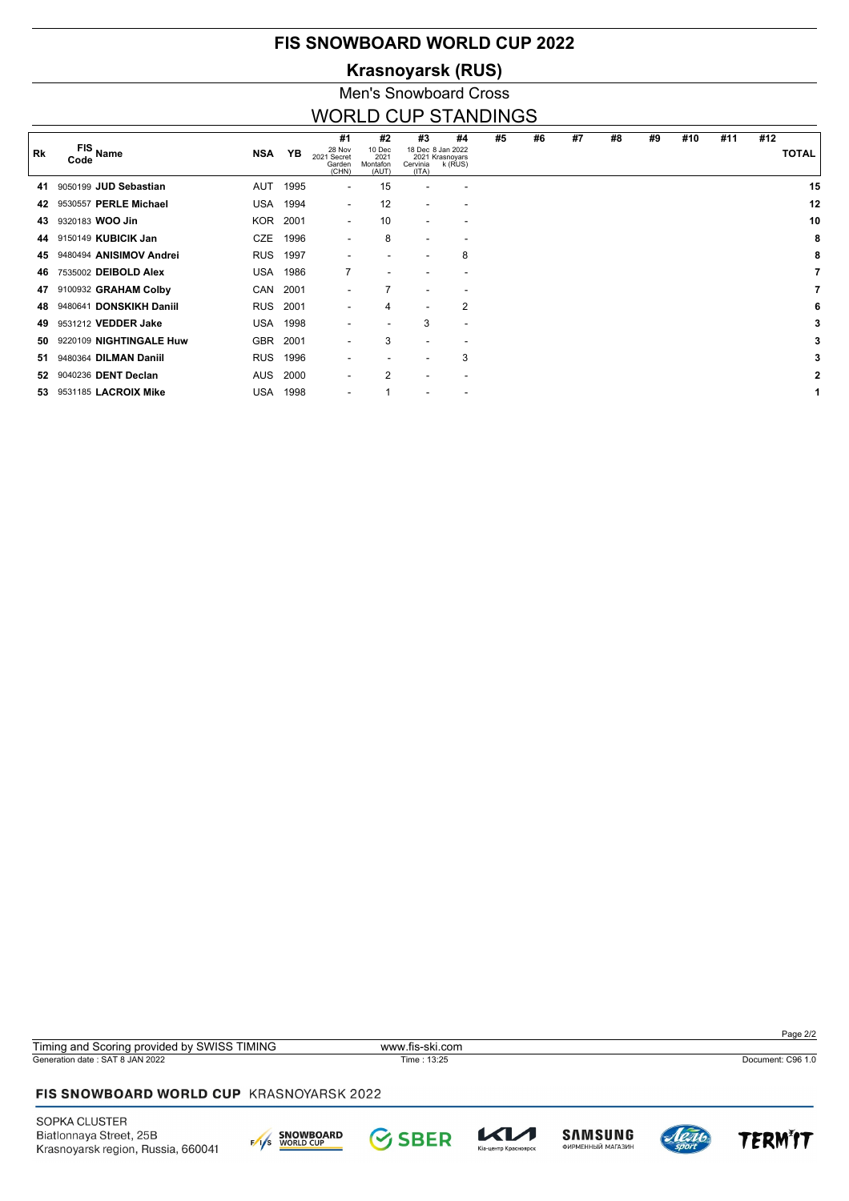# FIS SNOWBOARD WORLD CUP 2022

## Krasnoyarsk (RUS)

### Men's Snowboard Cross

### WORLD CUP STANDINGS

| Rk | FIS Code | Name | NSA | YB | #1 28 Nov 2021 Secret Garden (CHN) | #2 10 Dec 2021 Montafon (AUT) | #3 18 Dec 2021 Cervinia (ITA) | #4 8 Jan 2022 Krasnoyarsk (RUS) | #5 | #6 | #7 | #8 | #9 | #10 | #11 | #12 | TOTAL |
|---|---|---|---|---|---|---|---|---|---|---|---|---|---|---|---|---|---|
| 41 | 9050199 | **JUD Sebastian** | AUT | 1995 | - | 15 | - | - | | | | | | | | | **15** |
| 42 | 9530557 | **PERLE Michael** | USA | 1994 | - | 12 | - | - | | | | | | | | | **12** |
| 43 | 9320183 | **WOO Jin** | KOR | 2001 | - | 10 | - | - | | | | | | | | | **10** |
| 44 | 9150149 | **KUBICIK Jan** | CZE | 1996 | - | 8 | - | - | | | | | | | | | **8** |
| 45 | 9480494 | **ANISIMOV Andrei** | RUS | 1997 | - | - | - | 8 | | | | | | | | | **8** |
| 46 | 7535002 | **DEIBOLD Alex** | USA | 1986 | 7 | - | - | - | | | | | | | | | **7** |
| 47 | 9100932 | **GRAHAM Colby** | CAN | 2001 | - | 7 | - | - | | | | | | | | | **7** |
| 48 | 9480641 | **DONSKIKH Daniil** | RUS | 2001 | - | 4 | - | 2 | | | | | | | | | **6** |
| 49 | 9531212 | **VEDDER Jake** | USA | 1998 | - | - | 3 | - | | | | | | | | | **3** |
| 50 | 9220109 | **NIGHTINGALE Huw** | GBR | 2001 | - | 3 | - | - | | | | | | | | | **3** |
| 51 | 9480364 | **DILMAN Daniil** | RUS | 1996 | - | - | - | 3 | | | | | | | | | **3** |
| 52 | 9040236 | **DENT Declan** | AUS | 2000 | - | 2 | - | - | | | | | | | | | **2** |
| 53 | 9531185 | **LACROIX Mike** | USA | 1998 | - | 1 | - | - | | | | | | | | | **1** |

Timing and Scoring provided by SWISS TIMING | www.fis-ski.com

Generation date : SAT 8 JAN 2022 | Time : 13:25 | Document: C96 1.0

**FIS SNOWBOARD WORLD CUP** KRASNOYARSK 2022

SOPKA CLUSTER
Biatlonnaya Street, 25B
Krasnoyarsk region, Russia, 660041